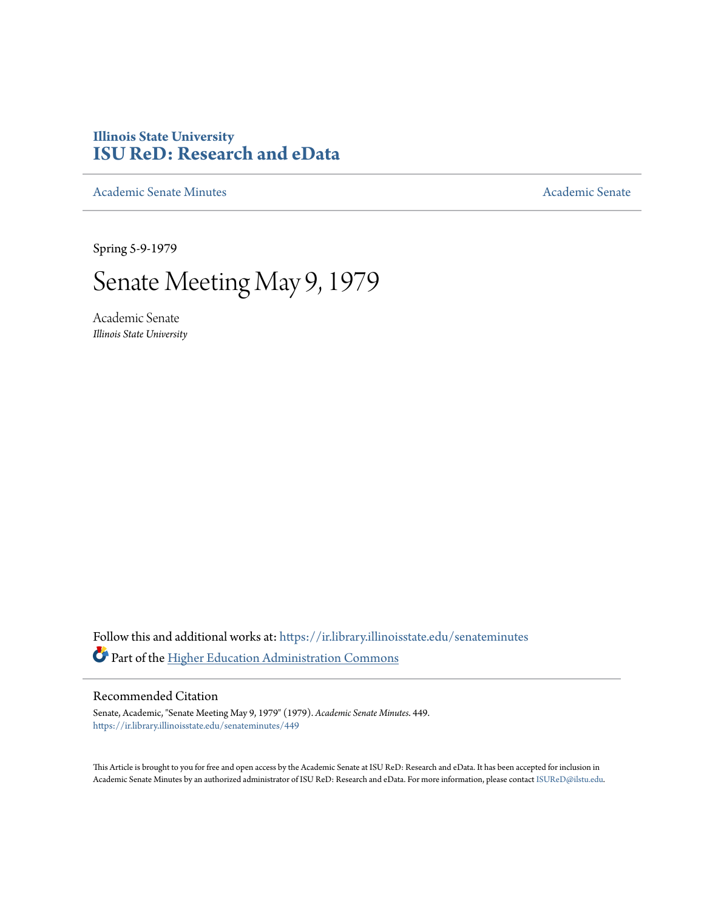# Illinois State University
# ISU ReD: Research and eData

Academic Senate Minutes | Academic Senate

Spring 5-9-1979

# Senate Meeting May 9, 1979

Academic Senate
*Illinois State University*

Follow this and additional works at: https://ir.library.illinoisstate.edu/senateminutes

Part of the Higher Education Administration Commons

## Recommended Citation

Senate, Academic, "Senate Meeting May 9, 1979" (1979). *Academic Senate Minutes*. 449.
https://ir.library.illinoisstate.edu/senateminutes/449

This Article is brought to you for free and open access by the Academic Senate at ISU ReD: Research and eData. It has been accepted for inclusion in Academic Senate Minutes by an authorized administrator of ISU ReD: Research and eData. For more information, please contact ISUReD@ilstu.edu.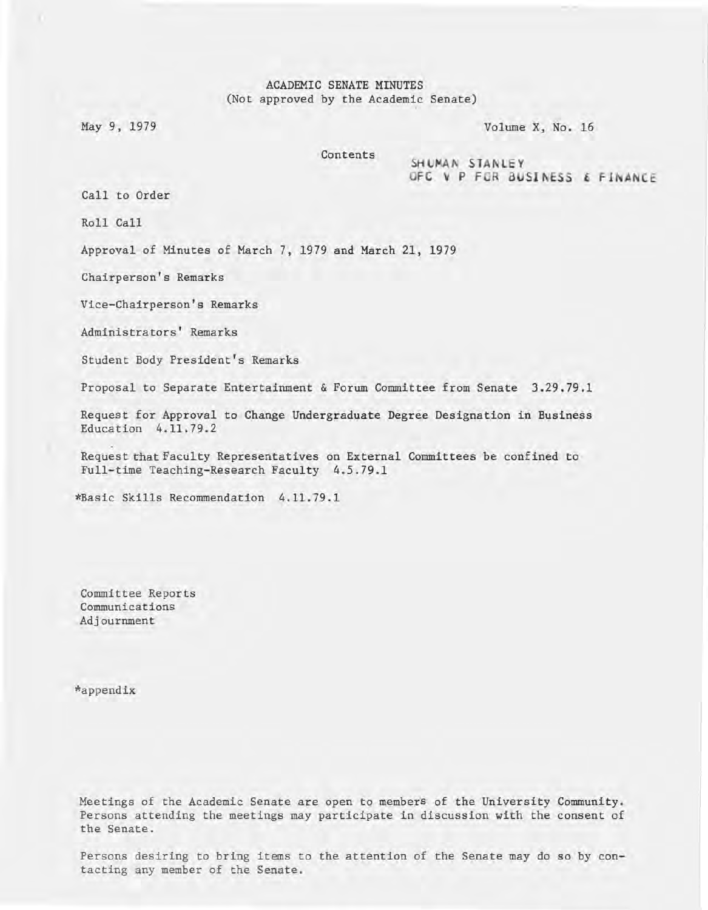ACADEMIC SENATE MINUTES
(Not approved by the Academic Senate)

May 9, 1979

Volume X, No. 16

Contents

SHUMAN STANLEY
OFC V P FOR BUSINESS & FINANCE

Call to Order

Roll Call

Approval of Minutes of March 7, 1979 and March 21, 1979

Chairperson's Remarks

Vice-Chairperson's Remarks

Administrators' Remarks

Student Body President's Remarks

Proposal to Separate Entertainment & Forum Committee from Senate 3.29.79.1

Request for Approval to Change Undergraduate Degree Designation in Business Education 4.11.79.2

Request that Faculty Representatives on External Committees be confined to Full-time Teaching-Research Faculty 4.5.79.1

*Basic Skills Recommendation 4.11.79.1

Committee Reports
Communications
Adjournment

*appendix

Meetings of the Academic Senate are open to members of the University Community. Persons attending the meetings may participate in discussion with the consent of the Senate.

Persons desiring to bring items to the attention of the Senate may do so by contacting any member of the Senate.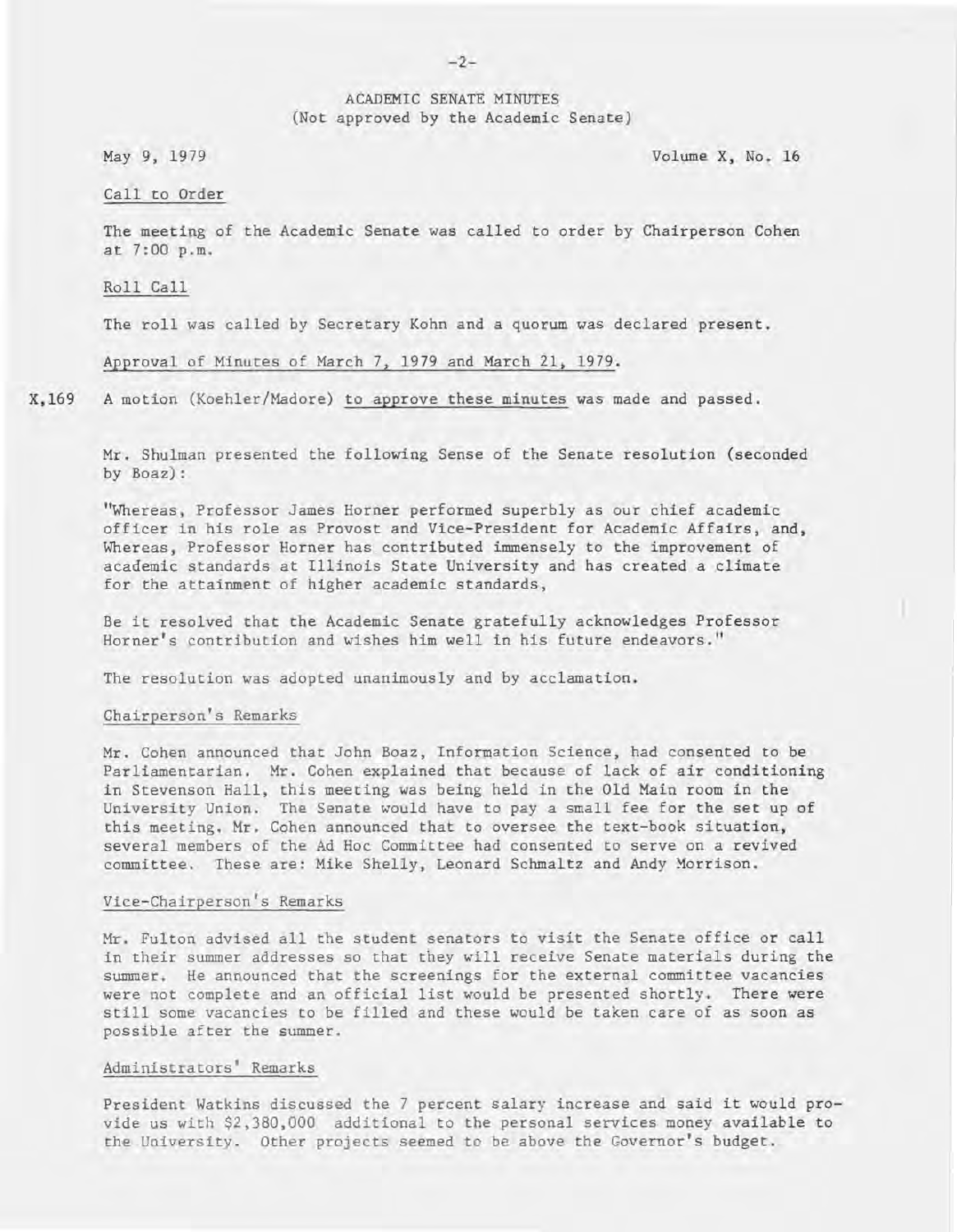ACADEMIC SENATE MINUTES
(Not approved by the Academic Senate)

May 9, 1979 Volume X, No. 16

Call to Order

The meeting of the Academic Senate was called to order by Chairperson Cohen at 7:00 p.m.

Roll Call

The roll was called by Secretary Kohn and a quorum was declared present.

Approval of Minutes of March 7, 1979 and March 21, 1979.

X,169 A motion (Koehler/Madore) to approve these minutes was made and passed.

Mr. Shulman presented the following Sense of the Senate resolution (seconded by Boaz):

"Whereas, Professor James Horner performed superbly as our chief academic officer in his role as Provost and Vice-President for Academic Affairs, and, Whereas, Professor Horner has contributed immensely to the improvement of academic standards at Illinois State University and has created a climate for the attainment of higher academic standards,

Be it resolved that the Academic Senate gratefully acknowledges Professor Horner's contribution and wishes him well in his future endeavors."

The resolution was adopted unanimously and by acclamation.

Chairperson's Remarks

Mr. Cohen announced that John Boaz, Information Science, had consented to be Parliamentarian. Mr. Cohen explained that because of lack of air conditioning in Stevenson Hall, this meeting was being held in the Old Main room in the University Union. The Senate would have to pay a small fee for the set up of this meeting. Mr. Cohen announced that to oversee the text-book situation, several members of the Ad Hoc Committee had consented to serve on a revived committee. These are: Mike Shelly, Leonard Schmaltz and Andy Morrison.

Vice-Chairperson's Remarks

Mr. Fulton advised all the student senators to visit the Senate office or call in their summer addresses so that they will receive Senate materials during the summer. He announced that the screenings for the external committee vacancies were not complete and an official list would be presented shortly. There were still some vacancies to be filled and these would be taken care of as soon as possible after the summer.

Administrators' Remarks

President Watkins discussed the 7 percent salary increase and said it would provide us with $2,380,000 additional to the personal services money available to the University. Other projects seemed to be above the Governor's budget.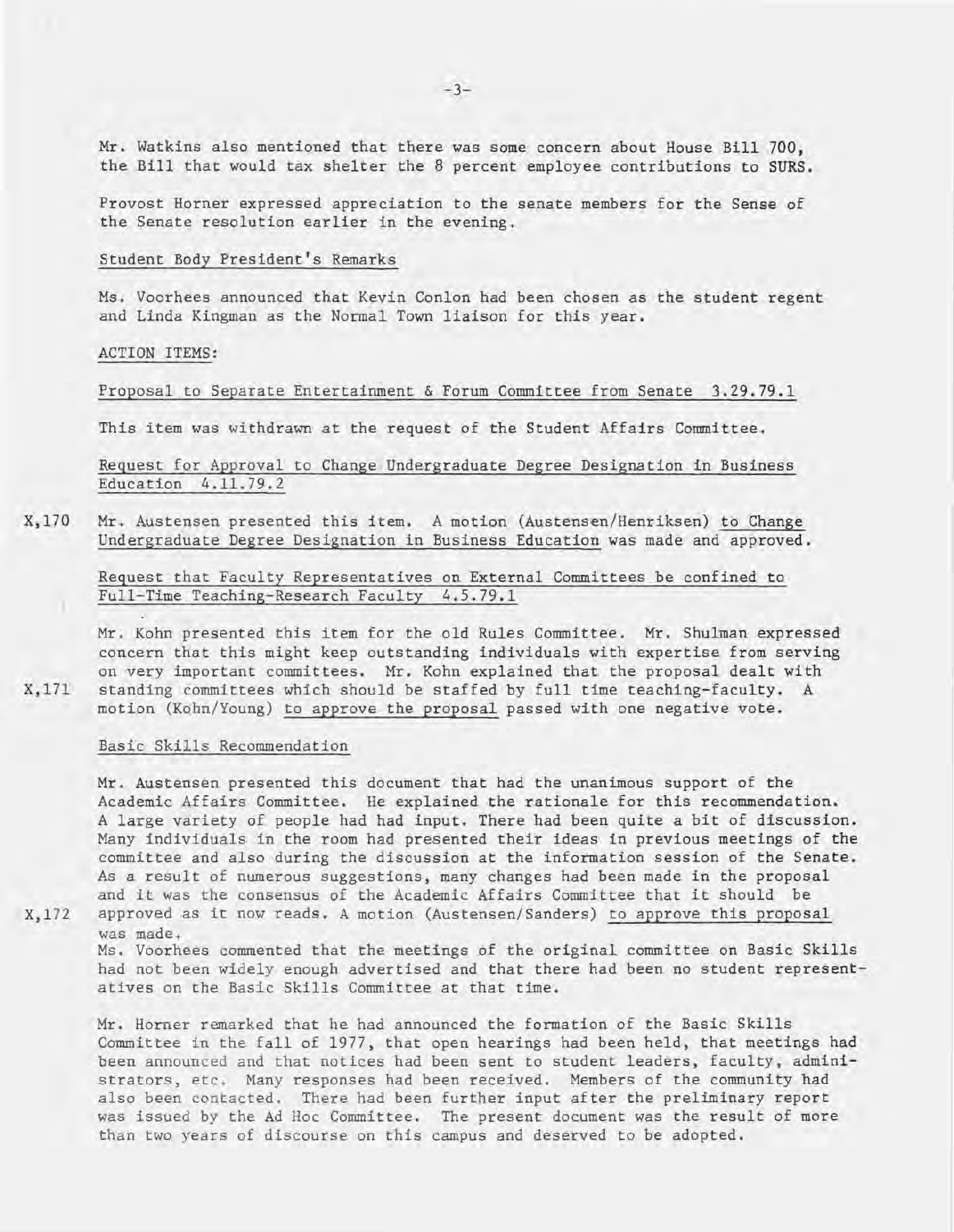Mr. Watkins also mentioned that there was some concern about House Bill 700, the Bill that would tax shelter the 8 percent employee contributions to SURS.

Provost Horner expressed appreciation to the senate members for the Sense of the Senate resolution earlier in the evening.

Student Body President's Remarks

Ms. Voorhees announced that Kevin Conlon had been chosen as the student regent and Linda Kingman as the Normal Town liaison for this year.

ACTION ITEMS:

Proposal to Separate Entertainment & Forum Committee from Senate 3.29.79.1

This item was withdrawn at the request of the Student Affairs Committee.

Request for Approval to Change Undergraduate Degree Designation in Business Education 4.11.79.2

X,170 Mr. Austensen presented this item. A motion (Austensen/Henriksen) to Change Undergraduate Degree Designation in Business Education was made and approved.

Request that Faculty Representatives on External Committees be confined to Full-Time Teaching-Research Faculty 4.5.79.1

X,171 Mr. Kohn presented this item for the old Rules Committee. Mr. Shulman expressed concern that this might keep outstanding individuals with expertise from serving on very important committees. Mr. Kohn explained that the proposal dealt with standing committees which should be staffed by full time teaching-faculty. A motion (Kohn/Young) to approve the proposal passed with one negative vote.

Basic Skills Recommendation

X,172 Mr. Austensen presented this document that had the unanimous support of the Academic Affairs Committee. He explained the rationale for this recommendation. A large variety of people had had input. There had been quite a bit of discussion. Many individuals in the room had presented their ideas in previous meetings of the committee and also during the discussion at the information session of the Senate. As a result of numerous suggestions, many changes had been made in the proposal and it was the consensus of the Academic Affairs Committee that it should be approved as it now reads. A motion (Austensen/Sanders) to approve this proposal was made.

Ms. Voorhees commented that the meetings of the original committee on Basic Skills had not been widely enough advertised and that there had been no student representatives on the Basic Skills Committee at that time.

Mr. Horner remarked that he had announced the formation of the Basic Skills Committee in the fall of 1977, that open hearings had been held, that meetings had been announced and that notices had been sent to student leaders, faculty, administrators, etc. Many responses had been received. Members of the community had also been contacted. There had been further input after the preliminary report was issued by the Ad Hoc Committee. The present document was the result of more than two years of discourse on this campus and deserved to be adopted.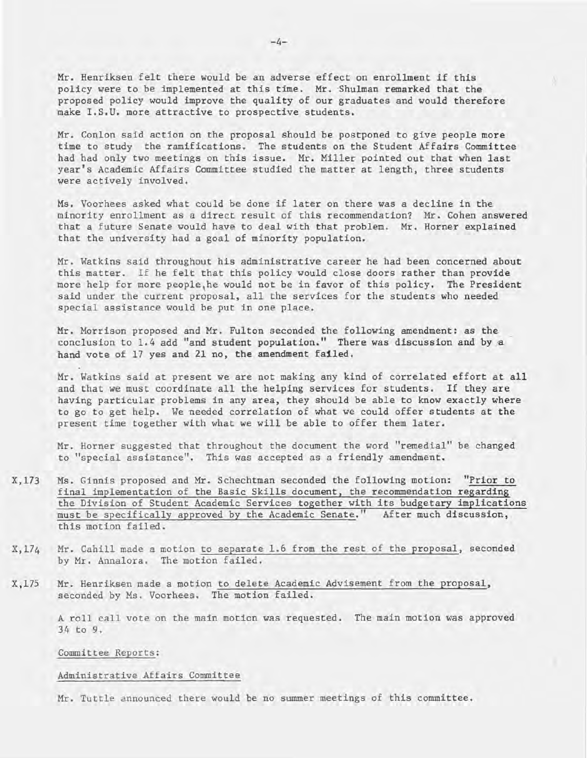Mr. Henriksen felt there would be an adverse effect on enrollment if this policy were to be implemented at this time. Mr. Shulman remarked that the proposed policy would improve the quality of our graduates and would therefore make I.S.U. more attractive to prospective students.

Mr. Conlon said action on the proposal should be postponed to give people more time to study the ramifications. The students on the Student Affairs Committee had had only two meetings on this issue. Mr. Miller pointed out that when last year's Academic Affairs Committee studied the matter at length, three students were actively involved.

Ms. Voorhees asked what could be done if later on there was a decline in the minority enrollment as a direct result of this recommendation? Mr. Cohen answered that a future Senate would have to deal with that problem. Mr. Horner explained that the university had a goal of minority population.

Mr. Watkins said throughout his administrative career he had been concerned about this matter. If he felt that this policy would close doors rather than provide more help for more people, he would not be in favor of this policy. The President said under the current proposal, all the services for the students who needed special assistance would be put in one place.

Mr. Morrison proposed and Mr. Fulton seconded the following amendment: as the conclusion to 1.4 add "and student population." There was discussion and by a hand vote of 17 yes and 21 no, the amendment failed.

Mr. Watkins said at present we are not making any kind of correlated effort at all and that we must coordinate all the helping services for students. If they are having particular problems in any area, they should be able to know exactly where to go to get help. We needed correlation of what we could offer students at the present time together with what we will be able to offer them later.

Mr. Horner suggested that throughout the document the word "remedial" be changed to "special assistance". This was accepted as a friendly amendment.

X,173 Ms. Ginnis proposed and Mr. Schechtman seconded the following motion: "Prior to final implementation of the Basic Skills document, the recommendation regarding the Division of Student Academic Services together with its budgetary implications must be specifically approved by the Academic Senate." After much discussion, this motion failed.

X,174 Mr. Cahill made a motion to separate 1.6 from the rest of the proposal, seconded by Mr. Annalora. The motion failed.

X,175 Mr. Henriksen made a motion to delete Academic Advisement from the proposal, seconded by Ms. Voorhees. The motion failed.

A roll call vote on the main motion was requested. The main motion was approved 34 to 9.

Committee Reports:

Administrative Affairs Committee

Mr. Tuttle announced there would be no summer meetings of this committee.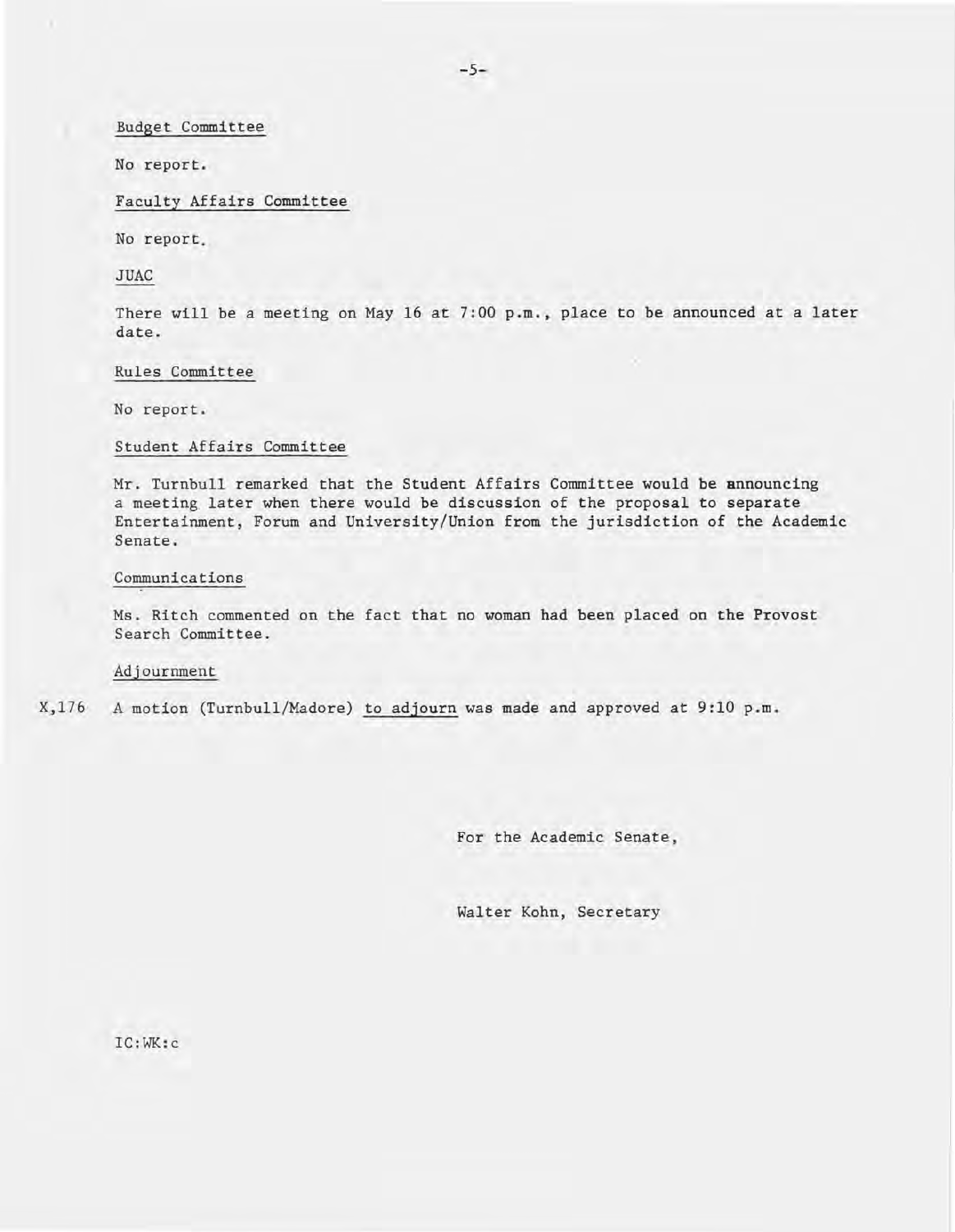Budget Committee

No report.

Faculty Affairs Committee

No report.

JUAC

There will be a meeting on May 16 at 7:00 p.m., place to be announced at a later date.

Rules Committee

No report.

Student Affairs Committee

Mr. Turnbull remarked that the Student Affairs Committee would be announcing a meeting later when there would be discussion of the proposal to separate Entertainment, Forum and University/Union from the jurisdiction of the Academic Senate.

Communications

Ms. Ritch commented on the fact that no woman had been placed on the Provost Search Committee.

Adjournment

X,176 A motion (Turnbull/Madore) to adjourn was made and approved at 9:10 p.m.

For the Academic Senate,

Walter Kohn, Secretary

IC:WK:c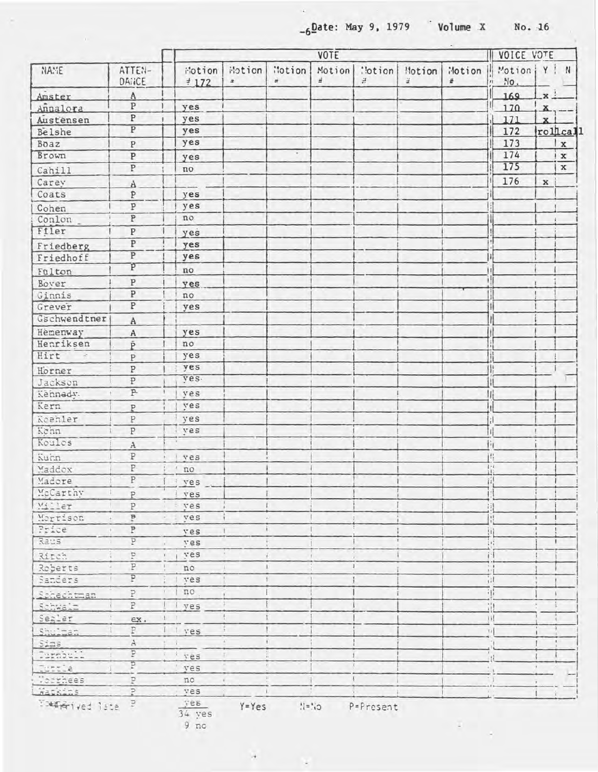Date: May 9, 1979 Volume X No. 16

| NAME | ATTENDANCE | Motion # 172 | Motion # | Motion # | Motion # | Motion # | Motion # | Motion # | Motion No. | Y | N |
|---|---|---|---|---|---|---|---|---|---|---|---|
| | | VOTE | | | | | | | VOICE VOTE | | |
| Amster | A | | | | | | | | 169 | x | |
| Annalora | P | yes | | | | | | | 170 | x | |
| Austensen | P | yes | | | | | | | 171 | x | |
| Belshe | P | yes | | | | | | | 172 | rollcall | |
| Boaz | P | yes | | | | | | | 173 | | x |
| Brown | P | yes | | | | | | | 174 | | x |
| Cahill | P | no | | | | | | | 175 | | x |
| Carey | A | | | | | | | | 176 | x | |
| Coats | P | yes | | | | | | | | | |
| Cohen | P | yes | | | | | | | | | |
| Conlon | P | no | | | | | | | | | |
| Filer | P | yes | | | | | | | | | |
| Friedberg | P | yes | | | | | | | | | |
| Friedhoff | P | yes | | | | | | | | | |
| Fulton | P | no | | | | | | | | | |
| Boyer | P | yes | | | | | | | | | |
| Ginnis | P | no | | | | | | | | | |
| Grever | P | yes | | | | | | | | | |
| Gschwendtner | A | | | | | | | | | | |
| Hemenway | A | yes | | | | | | | | | |
| Henriksen | P | no | | | | | | | | | |
| Hirt | P | yes | | | | | | | | | |
| Horner | P | yes | | | | | | | | | |
| Jackson | P | yes | | | | | | | | | |
| Kennedy | P | yes | | | | | | | | | |
| Kern | P | yes | | | | | | | | | |
| Koehler | P | yes | | | | | | | | | |
| Kohn | P | yes | | | | | | | | | |
| Koulos | A | | | | | | | | | | |
| Kuhn | P | yes | | | | | | | | | |
| Maddox | P | no | | | | | | | | | |
| Madore | P | yes | | | | | | | | | |
| McCarthy | P | yes | | | | | | | | | |
| Miller | P | yes | | | | | | | | | |
| Morrison | P | yes | | | | | | | | | |
| Price | P | yes | | | | | | | | | |
| Raus | P | yes | | | | | | | | | |
| Ritch | P | yes | | | | | | | | | |
| Roberts | P | no | | | | | | | | | |
| Sanders | P | yes | | | | | | | | | |
| Schechtman | P | no | | | | | | | | | |
| Schwalm | P | yes | | | | | | | | | |
| Segler | ex. | | | | | | | | | | |
| Shulman | P | yes | | | | | | | | | |
| Sims | A | | | | | | | | | | |
| Turnbull | P | yes | | | | | | | | | |
| Tuttle | P | yes | | | | | | | | | |
| Voorhees | P | no | | | | | | | | | |
| Watkins | P | yes | | | | | | | | | |
| Young | P | yes | | | | | | | | | |
| | | 34 yes<br>9 no | | | | | | | | | |

*Arrived late

Y=Yes N=No P=Present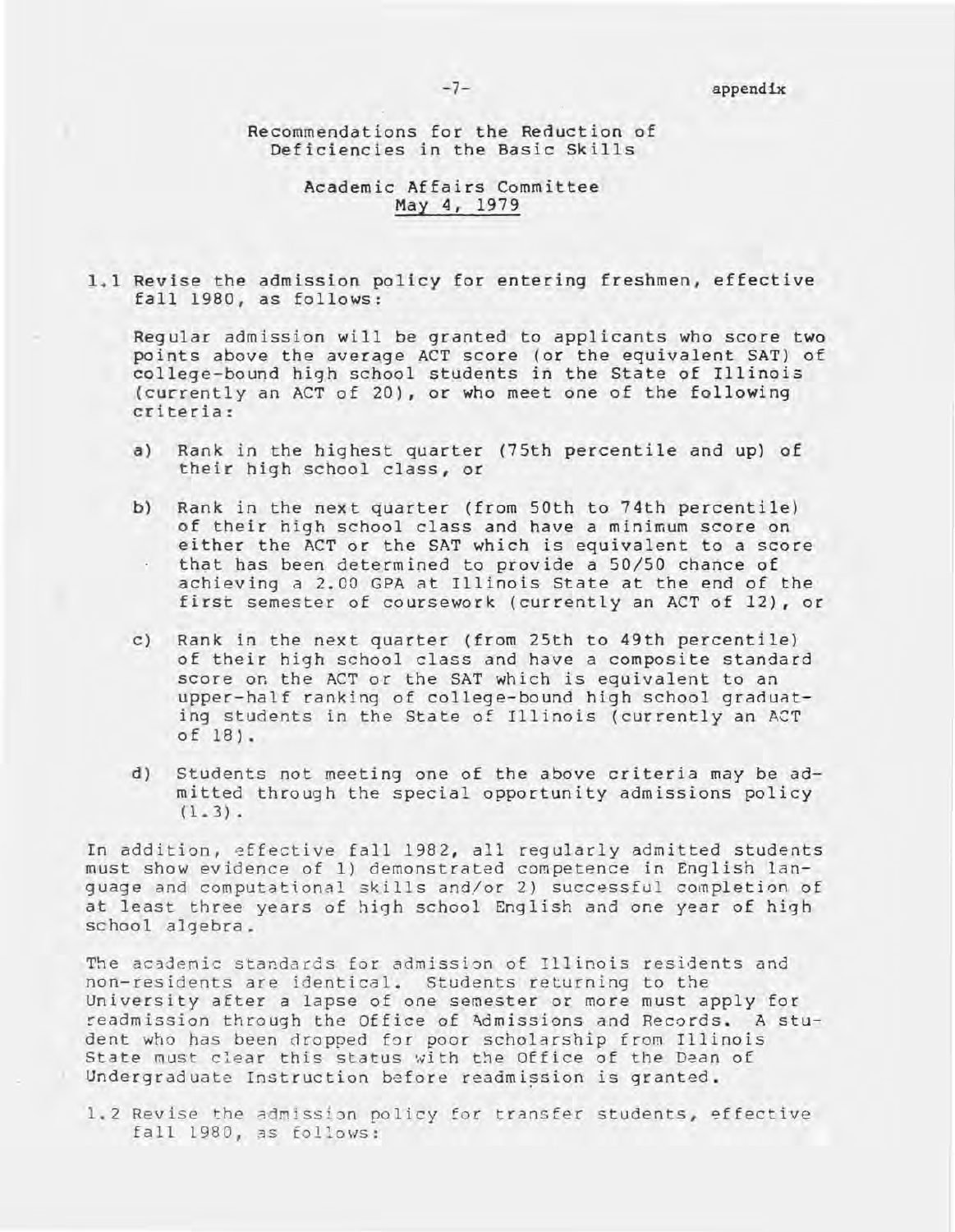appendix

## Recommendations for the Reduction of Deficiencies in the Basic Skills

### Academic Affairs Committee
### May 4, 1979

1.1 Revise the admission policy for entering freshmen, effective fall 1980, as follows:

Regular admission will be granted to applicants who score two points above the average ACT score (or the equivalent SAT) of college-bound high school students in the State of Illinois (currently an ACT of 20), or who meet one of the following criteria:

a) Rank in the highest quarter (75th percentile and up) of their high school class, or

b) Rank in the next quarter (from 50th to 74th percentile) of their high school class and have a minimum score on either the ACT or the SAT which is equivalent to a score that has been determined to provide a 50/50 chance of achieving a 2.00 GPA at Illinois State at the end of the first semester of coursework (currently an ACT of 12), or

c) Rank in the next quarter (from 25th to 49th percentile) of their high school class and have a composite standard score on the ACT or the SAT which is equivalent to an upper-half ranking of college-bound high school graduating students in the State of Illinois (currently an ACT of 18).

d) Students not meeting one of the above criteria may be admitted through the special opportunity admissions policy (1.3).

In addition, effective fall 1982, all regularly admitted students must show evidence of 1) demonstrated competence in English language and computational skills and/or 2) successful completion of at least three years of high school English and one year of high school algebra.

The academic standards for admission of Illinois residents and non-residents are identical. Students returning to the University after a lapse of one semester or more must apply for readmission through the Office of Admissions and Records. A student who has been dropped for poor scholarship from Illinois State must clear this status with the Office of the Dean of Undergraduate Instruction before readmission is granted.

1.2 Revise the admission policy for transfer students, effective fall 1980, as follows: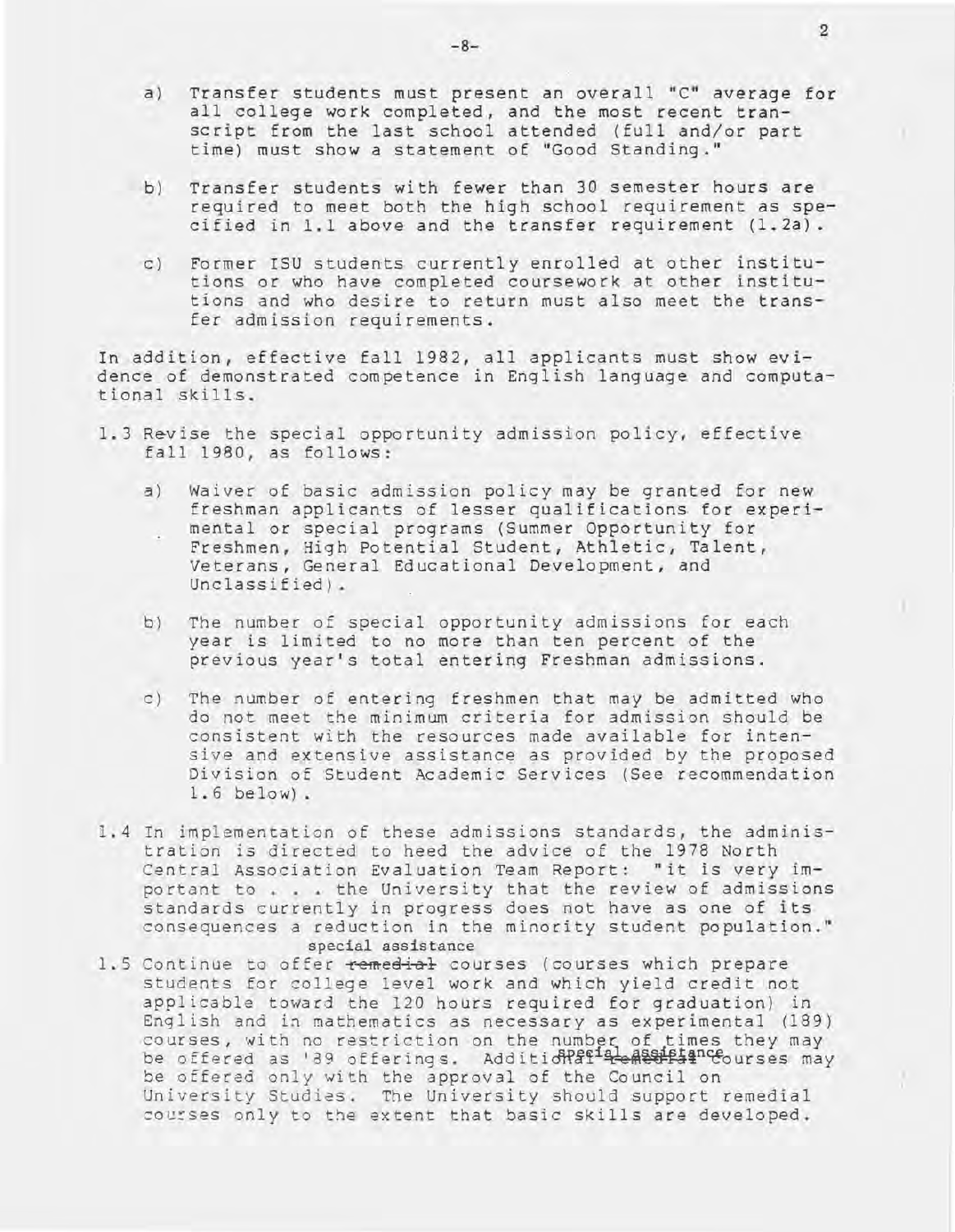a) Transfer students must present an overall "C" average for all college work completed, and the most recent transcript from the last school attended (full and/or part time) must show a statement of "Good Standing."

b) Transfer students with fewer than 30 semester hours are required to meet both the high school requirement as specified in 1.1 above and the transfer requirement (1.2a).

c) Former ISU students currently enrolled at other institutions or who have completed coursework at other institutions and who desire to return must also meet the transfer admission requirements.

In addition, effective fall 1982, all applicants must show evidence of demonstrated competence in English language and computational skills.

1.3 Revise the special opportunity admission policy, effective fall 1980, as follows:

a) Waiver of basic admission policy may be granted for new freshman applicants of lesser qualifications for experimental or special programs (Summer Opportunity for Freshmen, High Potential Student, Athletic, Talent, Veterans, General Educational Development, and Unclassified).

b) The number of special opportunity admissions for each year is limited to no more than ten percent of the previous year's total entering Freshman admissions.

c) The number of entering freshmen that may be admitted who do not meet the minimum criteria for admission should be consistent with the resources made available for intensive and extensive assistance as provided by the proposed Division of Student Academic Services (See recommendation 1.6 below).

1.4 In implementation of these admissions standards, the administration is directed to heed the advice of the 1978 North Central Association Evaluation Team Report: "it is very important to . . . the University that the review of admissions standards currently in progress does not have as one of its consequences a reduction in the minority student population."

1.5 Continue to offer ~~remedial~~ special assistance courses (courses which prepare students for college level work and which yield credit not applicable toward the 120 hours required for graduation) in English and in mathematics as necessary as experimental (189) courses, with no restriction on the number of times they may be offered as '89 offerings. Additional ~~remedial~~ special assistance courses may be offered only with the approval of the Council on University Studies. The University should support remedial courses only to the extent that basic skills are developed.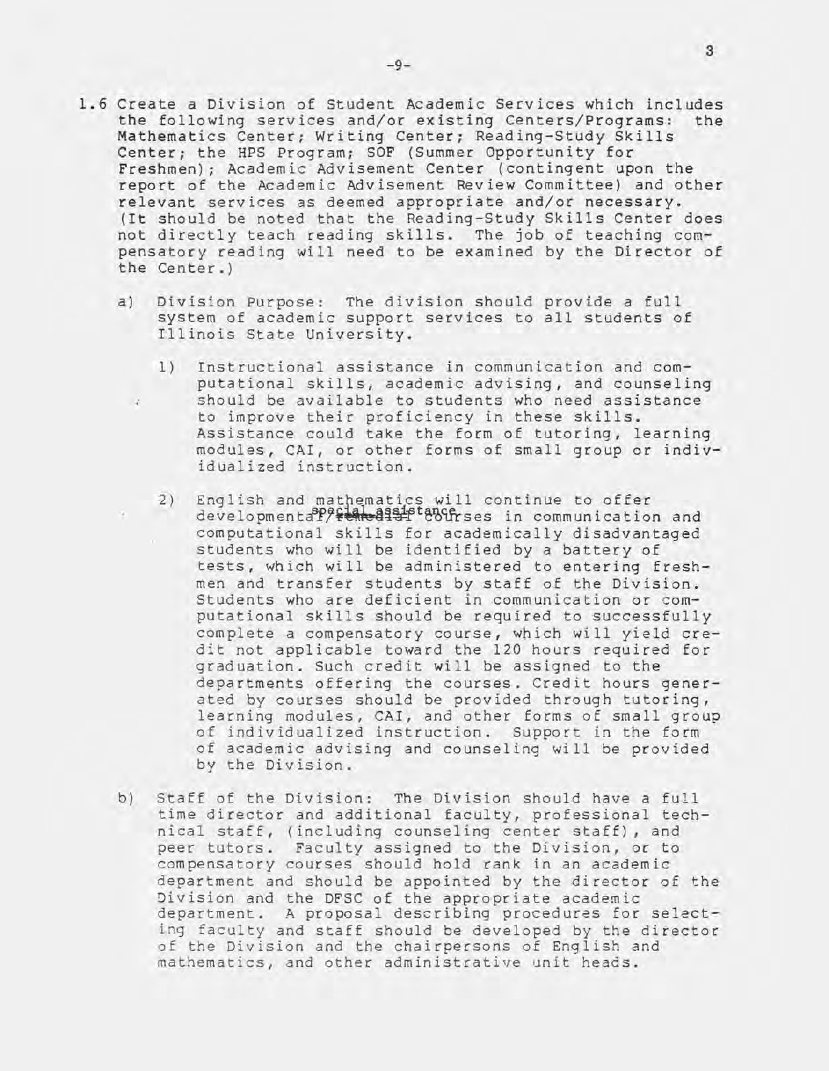1.6 Create a Division of Student Academic Services which includes the following services and/or existing Centers/Programs: the Mathematics Center; Writing Center; Reading-Study Skills Center; the HPS Program; SOF (Summer Opportunity for Freshmen); Academic Advisement Center (contingent upon the report of the Academic Advisement Review Committee) and other relevant services as deemed appropriate and/or necessary. (It should be noted that the Reading-Study Skills Center does not directly teach reading skills. The job of teaching compensatory reading will need to be examined by the Director of the Center.)

   a) Division Purpose: The division should provide a full system of academic support services to all students of Illinois State University.

      1) Instructional assistance in communication and computational skills, academic advising, and counseling should be available to students who need assistance to improve their proficiency in these skills. Assistance could take the form of tutoring, learning modules, CAI, or other forms of small group or individualized instruction.

      2) English and mathematics will continue to offer developmental/~~remedial~~ special assistance courses in communication and computational skills for academically disadvantaged students who will be identified by a battery of tests, which will be administered to entering freshmen and transfer students by staff of the Division. Students who are deficient in communication or computational skills should be required to successfully complete a compensatory course, which will yield credit not applicable toward the 120 hours required for graduation. Such credit will be assigned to the departments offering the courses. Credit hours generated by courses should be provided through tutoring, learning modules, CAI, and other forms of small group of individualized instruction. Support in the form of academic advising and counseling will be provided by the Division.

   b) Staff of the Division: The Division should have a full time director and additional faculty, professional technical staff, (including counseling center staff), and peer tutors. Faculty assigned to the Division, or to compensatory courses should hold rank in an academic department and should be appointed by the director of the Division and the DFSC of the appropriate academic department. A proposal describing procedures for selecting faculty and staff should be developed by the director of the Division and the chairpersons of English and mathematics, and other administrative unit heads.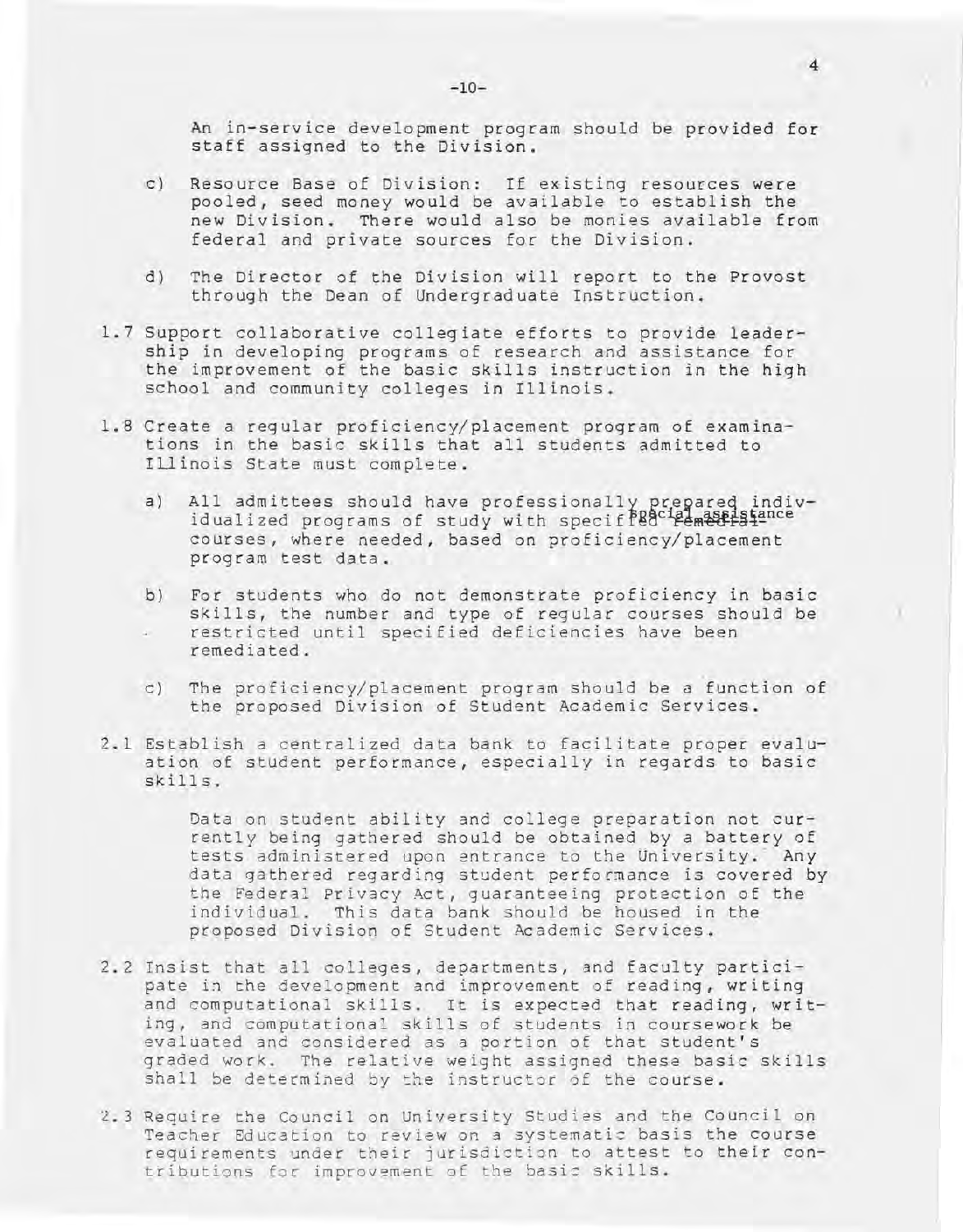An in-service development program should be provided for staff assigned to the Division.

c) Resource Base of Division: If existing resources were pooled, seed money would be available to establish the new Division. There would also be monies available from federal and private sources for the Division.

d) The Director of the Division will report to the Provost through the Dean of Undergraduate Instruction.

1.7 Support collaborative collegiate efforts to provide leadership in developing programs of research and assistance for the improvement of the basic skills instruction in the high school and community colleges in Illinois.

1.8 Create a regular proficiency/placement program of examinations in the basic skills that all students admitted to Illinois State must complete.

a) All admittees should have professionally prepared individualized programs of study with specified ~~remedial~~ special assistance courses, where needed, based on proficiency/placement program test data.

b) For students who do not demonstrate proficiency in basic skills, the number and type of regular courses should be restricted until specified deficiencies have been remediated.

c) The proficiency/placement program should be a function of the proposed Division of Student Academic Services.

2.1 Establish a centralized data bank to facilitate proper evaluation of student performance, especially in regards to basic skills.

Data on student ability and college preparation not currently being gathered should be obtained by a battery of tests administered upon entrance to the University. Any data gathered regarding student performance is covered by the Federal Privacy Act, guaranteeing protection of the individual. This data bank should be housed in the proposed Division of Student Academic Services.

2.2 Insist that all colleges, departments, and faculty participate in the development and improvement of reading, writing and computational skills. It is expected that reading, writing, and computational skills of students in coursework be evaluated and considered as a portion of that student's graded work. The relative weight assigned these basic skills shall be determined by the instructor of the course.

2.3 Require the Council on University Studies and the Council on Teacher Education to review on a systematic basis the course requirements under their jurisdiction to attest to their contributions for improvement of the basic skills.